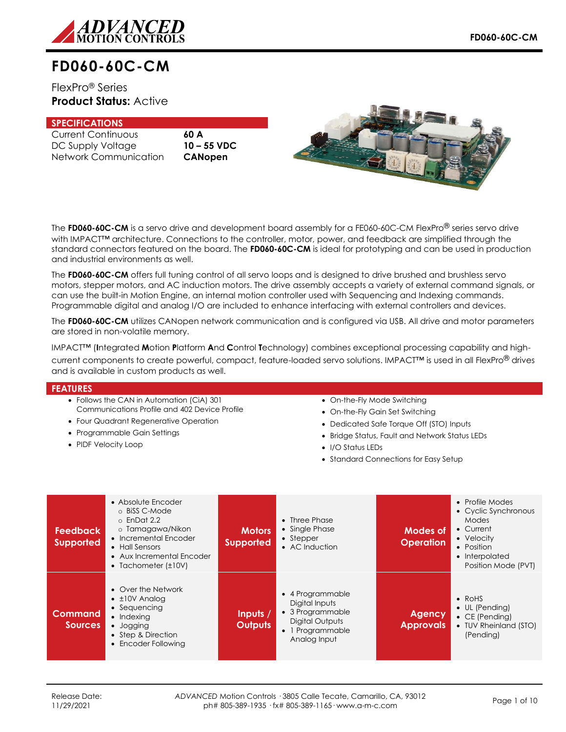# FD060-60C-CM

FlexPro® Series
**Product Status:** Active

## SPECIFICATIONS

| | |
|---|---|
| Current Continuous | **60 A** |
| DC Supply Voltage | **10 – 55 VDC** |
| Network Communication | **CANopen** |

The **FD060-60C-CM** is a servo drive and development board assembly for a FE060-60C-CM FlexPro® series servo drive with IMPACT™ architecture. Connections to the controller, motor, power, and feedback are simplified through the standard connectors featured on the board. The **FD060-60C-CM** is ideal for prototyping and can be used in production and industrial environments as well.

The **FD060-60C-CM** offers full tuning control of all servo loops and is designed to drive brushed and brushless servo motors, stepper motors, and AC induction motors. The drive assembly accepts a variety of external command signals, or can use the built-in Motion Engine, an internal motion controller used with Sequencing and Indexing commands. Programmable digital and analog I/O are included to enhance interfacing with external controllers and devices.

The **FD060-60C-CM** utilizes CANopen network communication and is configured via USB. All drive and motor parameters are stored in non-volatile memory.

IMPACT™ (**I**ntegrated **M**otion **P**latform **A**nd **C**ontrol **T**echnology) combines exceptional processing capability and high-current components to create powerful, compact, feature-loaded servo solutions. IMPACT™ is used in all FlexPro® drives and is available in custom products as well.

## FEATURES

- Follows the CAN in Automation (CiA) 301 Communications Profile and 402 Device Profile
- Four Quadrant Regenerative Operation
- Programmable Gain Settings
- PIDF Velocity Loop
- On-the-Fly Mode Switching
- On-the-Fly Gain Set Switching
- Dedicated Safe Torque Off (STO) Inputs
- Bridge Status, Fault and Network Status LEDs
- I/O Status LEDs
- Standard Connections for Easy Setup

| | | | | | |
|---|---|---|---|---|---|
| **Feedback Supported** | • Absolute Encoder<br>  ○ BiSS C-Mode<br>  ○ EnDat 2.2<br>  ○ Tamagawa/Nikon<br>• Incremental Encoder<br>• Hall Sensors<br>• Aux Incremental Encoder<br>• Tachometer (±10V) | **Motors Supported** | • Three Phase<br>• Single Phase<br>• Stepper<br>• AC Induction | **Modes of Operation** | • Profile Modes<br>• Cyclic Synchronous Modes<br>• Current<br>• Velocity<br>• Position<br>• Interpolated Position Mode (PVT) |
| **Command Sources** | • Over the Network<br>• ±10V Analog<br>• Sequencing<br>• Indexing<br>• Jogging<br>• Step & Direction<br>• Encoder Following | **Inputs / Outputs** | • 4 Programmable Digital Inputs<br>• 3 Programmable Digital Outputs<br>• 1 Programmable Analog Input | **Agency Approvals** | • RoHS<br>• UL (Pending)<br>• CE (Pending)<br>• TUV Rheinland (STO) (Pending) |

Release Date: 11/29/2021

*ADVANCED* Motion Controls · 3805 Calle Tecate, Camarillo, CA, 93012
ph# 805-389-1935 · fx# 805-389-1165 · www.a-m-c.com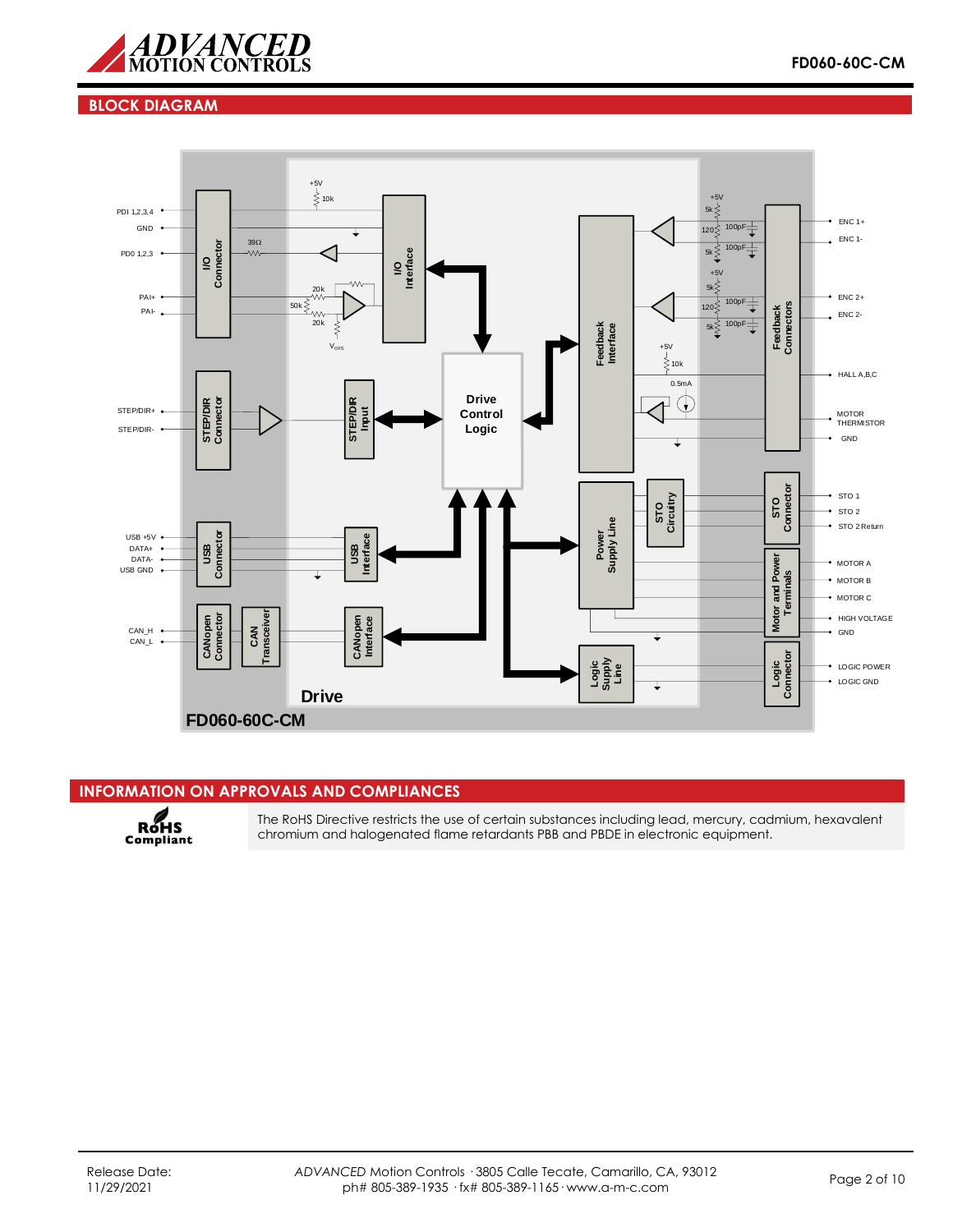## BLOCK DIAGRAM

## INFORMATION ON APPROVALS AND COMPLIANCES

**RoHS Compliant**

The RoHS Directive restricts the use of certain substances including lead, mercury, cadmium, hexavalent chromium and halogenated flame retardants PBB and PBDE in electronic equipment.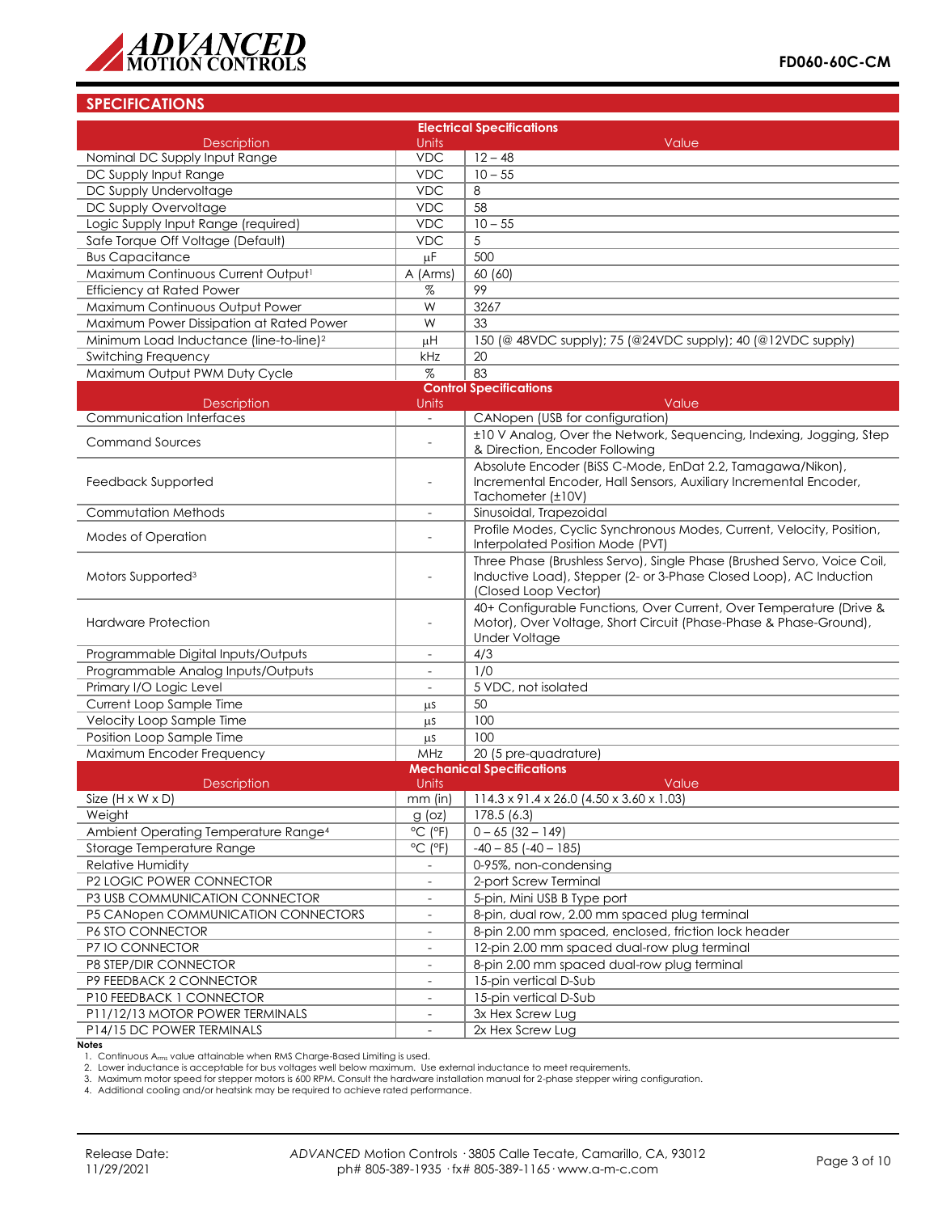## SPECIFICATIONS

| Electrical Specifications | | |
|---|---|---|
| Description | Units | Value |
| Nominal DC Supply Input Range | VDC | 12 – 48 |
| DC Supply Input Range | VDC | 10 – 55 |
| DC Supply Undervoltage | VDC | 8 |
| DC Supply Overvoltage | VDC | 58 |
| Logic Supply Input Range (required) | VDC | 10 – 55 |
| Safe Torque Off Voltage (Default) | VDC | 5 |
| Bus Capacitance | μF | 500 |
| Maximum Continuous Current Output[1] | A (Arms) | 60 (60) |
| Efficiency at Rated Power | % | 99 |
| Maximum Continuous Output Power | W | 3267 |
| Maximum Power Dissipation at Rated Power | W | 33 |
| Minimum Load Inductance (line-to-line)[2] | μH | 150 (@ 48VDC supply); 75 (@24VDC supply); 40 (@12VDC supply) |
| Switching Frequency | kHz | 20 |
| Maximum Output PWM Duty Cycle | % | 83 |

| Control Specifications | | |
|---|---|---|
| Description | Units | Value |
| Communication Interfaces | - | CANopen (USB for configuration) |
| Command Sources | - | ±10 V Analog, Over the Network, Sequencing, Indexing, Jogging, Step & Direction, Encoder Following |
| Feedback Supported | - | Absolute Encoder (BiSS C-Mode, EnDat 2.2, Tamagawa/Nikon), Incremental Encoder, Hall Sensors, Auxiliary Incremental Encoder, Tachometer (±10V) |
| Commutation Methods | - | Sinusoidal, Trapezoidal |
| Modes of Operation | - | Profile Modes, Cyclic Synchronous Modes, Current, Velocity, Position, Interpolated Position Mode (PVT) |
| Motors Supported[3] | - | Three Phase (Brushless Servo), Single Phase (Brushed Servo, Voice Coil, Inductive Load), Stepper (2- or 3-Phase Closed Loop), AC Induction (Closed Loop Vector) |
| Hardware Protection | - | 40+ Configurable Functions, Over Current, Over Temperature (Drive & Motor), Over Voltage, Short Circuit (Phase-Phase & Phase-Ground), Under Voltage |
| Programmable Digital Inputs/Outputs | - | 4/3 |
| Programmable Analog Inputs/Outputs | - | 1/0 |
| Primary I/O Logic Level | - | 5 VDC, not isolated |
| Current Loop Sample Time | μs | 50 |
| Velocity Loop Sample Time | μs | 100 |
| Position Loop Sample Time | μs | 100 |
| Maximum Encoder Frequency | MHz | 20 (5 pre-quadrature) |

| Mechanical Specifications | | |
|---|---|---|
| Description | Units | Value |
| Size (H x W x D) | mm (in) | 114.3 x 91.4 x 26.0 (4.50 x 3.60 x 1.03) |
| Weight | g (oz) | 178.5 (6.3) |
| Ambient Operating Temperature Range[4] | °C (°F) | 0 – 65 (32 – 149) |
| Storage Temperature Range | °C (°F) | -40 – 85 (-40 – 185) |
| Relative Humidity | - | 0-95%, non-condensing |
| P2 LOGIC POWER CONNECTOR | - | 2-port Screw Terminal |
| P3 USB COMMUNICATION CONNECTOR | - | 5-pin, Mini USB B Type port |
| P5 CANopen COMMUNICATION CONNECTORS | - | 8-pin, dual row, 2.00 mm spaced plug terminal |
| P6 STO CONNECTOR | - | 8-pin 2.00 mm spaced, enclosed, friction lock header |
| P7 IO CONNECTOR | - | 12-pin 2.00 mm spaced dual-row plug terminal |
| P8 STEP/DIR CONNECTOR | - | 8-pin 2.00 mm spaced dual-row plug terminal |
| P9 FEEDBACK 2 CONNECTOR | - | 15-pin vertical D-Sub |
| P10 FEEDBACK 1 CONNECTOR | - | 15-pin vertical D-Sub |
| P11/12/13 MOTOR POWER TERMINALS | - | 3x Hex Screw Lug |
| P14/15 DC POWER TERMINALS | - | 2x Hex Screw Lug |

**Notes**

1. Continuous $A_{rms}$ value attainable when RMS Charge-Based Limiting is used.
2. Lower inductance is acceptable for bus voltages well below maximum. Use external inductance to meet requirements.
3. Maximum motor speed for stepper motors is 600 RPM. Consult the hardware installation manual for 2-phase stepper wiring configuration.
4. Additional cooling and/or heatsink may be required to achieve rated performance.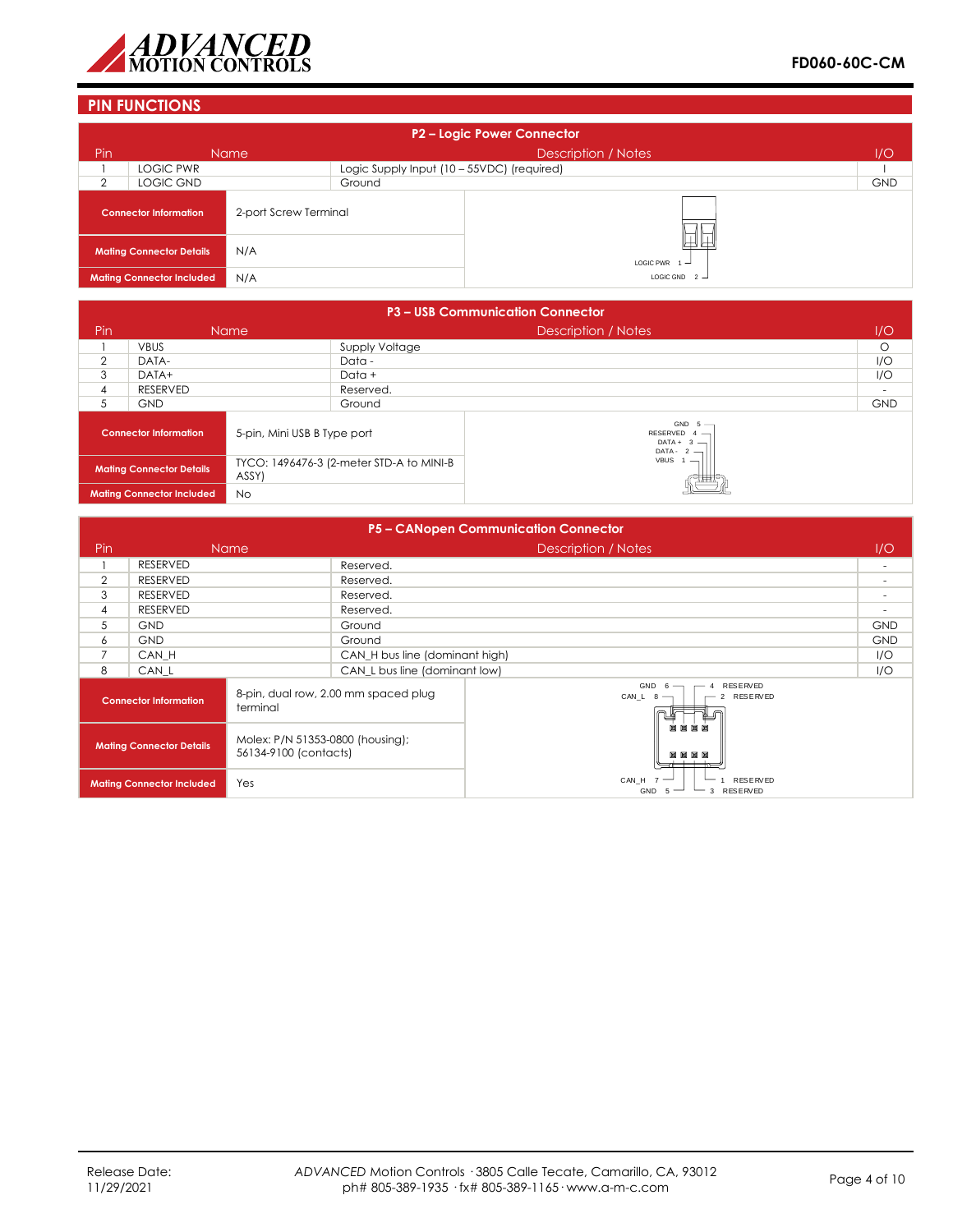## PIN FUNCTIONS

### P2 – Logic Power Connector

| Pin | Name | Description / Notes | I/O |
|---|---|---|---|
| 1 | LOGIC PWR | Logic Supply Input (10 – 55VDC) (required) | I |
| 2 | LOGIC GND | Ground | GND |

| | |
|---|---|
| **Connector Information** | 2-port Screw Terminal |
| **Mating Connector Details** | N/A |
| **Mating Connector Included** | N/A |

LOGIC PWR 1
LOGIC GND 2

### P3 – USB Communication Connector

| Pin | Name | Description / Notes | I/O |
|---|---|---|---|
| 1 | VBUS | Supply Voltage | O |
| 2 | DATA- | Data - | I/O |
| 3 | DATA+ | Data + | I/O |
| 4 | RESERVED | Reserved. | - |
| 5 | GND | Ground | GND |

| | |
|---|---|
| **Connector Information** | 5-pin, Mini USB B Type port |
| **Mating Connector Details** | TYCO: 1496476-3 (2-meter STD-A to MINI-B ASSY) |
| **Mating Connector Included** | No |

GND 5
RESERVED 4
DATA + 3
DATA - 2
VBUS 1

### P5 – CANopen Communication Connector

| Pin | Name | Description / Notes | I/O |
|---|---|---|---|
| 1 | RESERVED | Reserved. | - |
| 2 | RESERVED | Reserved. | - |
| 3 | RESERVED | Reserved. | - |
| 4 | RESERVED | Reserved. | - |
| 5 | GND | Ground | GND |
| 6 | GND | Ground | GND |
| 7 | CAN_H | CAN_H bus line (dominant high) | I/O |
| 8 | CAN_L | CAN_L bus line (dominant low) | I/O |

| | |
|---|---|
| **Connector Information** | 8-pin, dual row, 2.00 mm spaced plug terminal |
| **Mating Connector Details** | Molex: P/N 51353-0800 (housing); 56134-9100 (contacts) |
| **Mating Connector Included** | Yes |

GND 6 — 4 RESERVED
CAN_L 8 — 2 RESERVED
CAN_H 7 — 1 RESERVED
GND 5 — 3 RESERVED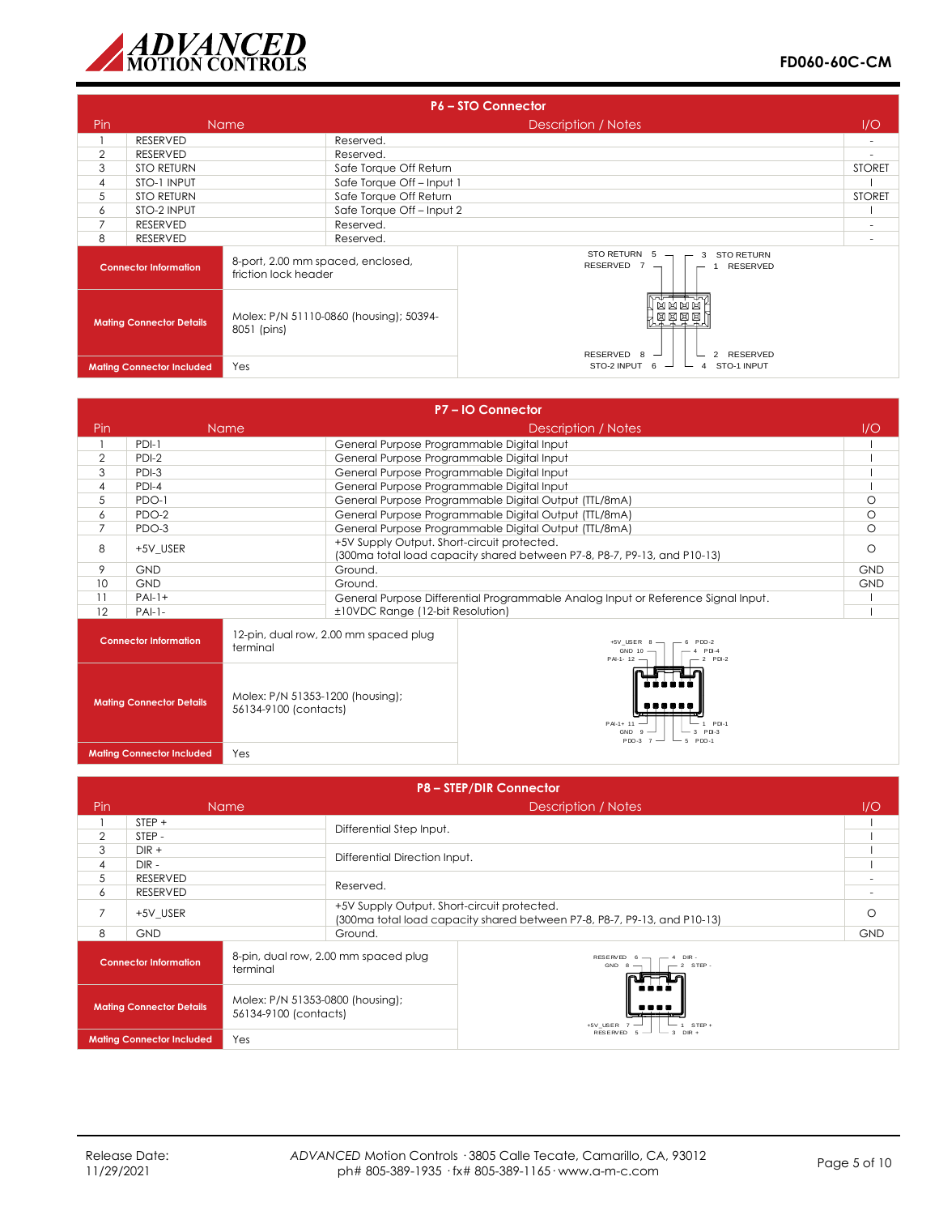## P6 – STO Connector

| Pin | Name | Description / Notes | I/O |
|---|---|---|---|
| 1 | RESERVED | Reserved. | - |
| 2 | RESERVED | Reserved. | - |
| 3 | STO RETURN | Safe Torque Off Return | STORET |
| 4 | STO-1 INPUT | Safe Torque Off – Input 1 | I |
| 5 | STO RETURN | Safe Torque Off Return | STORET |
| 6 | STO-2 INPUT | Safe Torque Off – Input 2 | I |
| 7 | RESERVED | Reserved. | - |
| 8 | RESERVED | Reserved. | - |

| | |
|---|---|
| **Connector Information** | 8-port, 2.00 mm spaced, enclosed, friction lock header |
| **Mating Connector Details** | Molex: P/N 51110-0860 (housing); 50394-8051 (pins) |
| **Mating Connector Included** | Yes |

STO RETURN 5, RESERVED 7, RESERVED 8, STO-2 INPUT 6 — 3 STO RETURN, 1 RESERVED, 2 RESERVED, 4 STO-1 INPUT

## P7 – IO Connector

| Pin | Name | Description / Notes | I/O |
|---|---|---|---|
| 1 | PDI-1 | General Purpose Programmable Digital Input | I |
| 2 | PDI-2 | General Purpose Programmable Digital Input | I |
| 3 | PDI-3 | General Purpose Programmable Digital Input | I |
| 4 | PDI-4 | General Purpose Programmable Digital Input | I |
| 5 | PDO-1 | General Purpose Programmable Digital Output (TTL/8mA) | O |
| 6 | PDO-2 | General Purpose Programmable Digital Output (TTL/8mA) | O |
| 7 | PDO-3 | General Purpose Programmable Digital Output (TTL/8mA) | O |
| 8 | +5V_USER | +5V Supply Output. Short-circuit protected. (300ma total load capacity shared between P7-8, P8-7, P9-13, and P10-13) | O |
| 9 | GND | Ground. | GND |
| 10 | GND | Ground. | GND |
| 11 | PAI-1+ | General Purpose Differential Programmable Analog Input or Reference Signal Input. ±10VDC Range (12-bit Resolution) | I |
| 12 | PAI-1- | | I |

| | |
|---|---|
| **Connector Information** | 12-pin, dual row, 2.00 mm spaced plug terminal |
| **Mating Connector Details** | Molex: P/N 51353-1200 (housing); 56134-9100 (contacts) |
| **Mating Connector Included** | Yes |

+5V_USER 8, GND 10, PAI-1- 12, PAI-1+ 11, GND 9, PDO-3 7 — 6 PDO-2, 4 PDI-4, 2 PDI-2, 1 PDI-1, 3 PDI-3, 5 PDO-1

## P8 – STEP/DIR Connector

| Pin | Name | Description / Notes | I/O |
|---|---|---|---|
| 1 | STEP + | Differential Step Input. | I |
| 2 | STEP - | | I |
| 3 | DIR + | Differential Direction Input. | I |
| 4 | DIR - | | I |
| 5 | RESERVED | Reserved. | - |
| 6 | RESERVED | | - |
| 7 | +5V_USER | +5V Supply Output. Short-circuit protected. (300ma total load capacity shared between P7-8, P8-7, P9-13, and P10-13) | O |
| 8 | GND | Ground. | GND |

| | |
|---|---|
| **Connector Information** | 8-pin, dual row, 2.00 mm spaced plug terminal |
| **Mating Connector Details** | Molex: P/N 51353-0800 (housing); 56134-9100 (contacts) |
| **Mating Connector Included** | Yes |

RESERVED 6, GND 8, +5V_USER 7, RESERVED 5 — 4 DIR -, 2 STEP -, 1 STEP +, 3 DIR +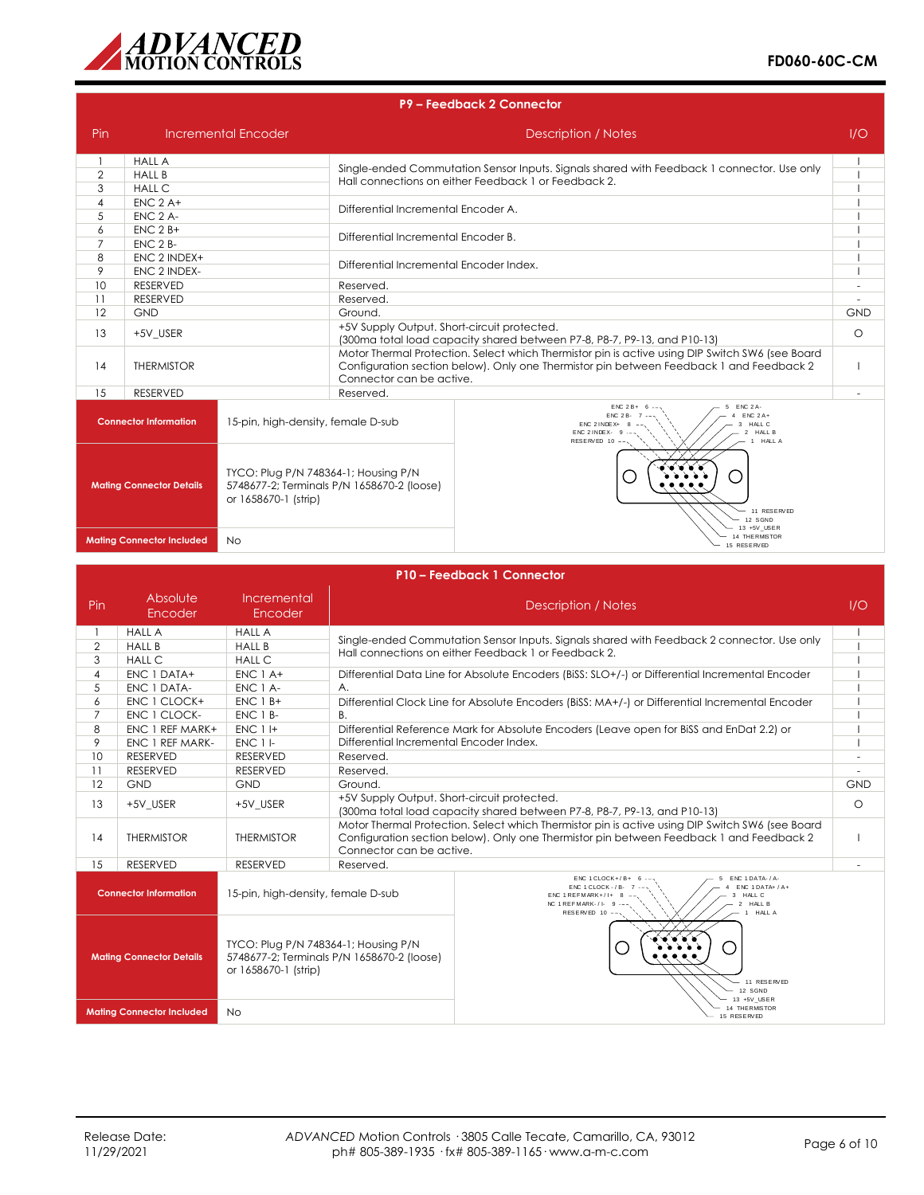## P9 – Feedback 2 Connector

| Pin | Incremental Encoder | Description / Notes | I/O |
|---|---|---|---|
| 1 | HALL A | Single-ended Commutation Sensor Inputs. Signals shared with Feedback 1 connector. Use only Hall connections on either Feedback 1 or Feedback 2. | I |
| 2 | HALL B | | I |
| 3 | HALL C | | I |
| 4 | ENC 2 A+ | Differential Incremental Encoder A. | I |
| 5 | ENC 2 A- | | I |
| 6 | ENC 2 B+ | Differential Incremental Encoder B. | I |
| 7 | ENC 2 B- | | I |
| 8 | ENC 2 INDEX+ | Differential Incremental Encoder Index. | I |
| 9 | ENC 2 INDEX- | | I |
| 10 | RESERVED | Reserved. | - |
| 11 | RESERVED | Reserved. | - |
| 12 | GND | Ground. | GND |
| 13 | +5V_USER | +5V Supply Output. Short-circuit protected. (300ma total load capacity shared between P7-8, P8-7, P9-13, and P10-13) | O |
| 14 | THERMISTOR | Motor Thermal Protection. Select which Thermistor pin is active using DIP Switch SW6 (see Board Configuration section below). Only one Thermistor pin between Feedback 1 and Feedback 2 Connector can be active. | I |
| 15 | RESERVED | Reserved. | - |

| | |
|---|---|
| **Connector Information** | 15-pin, high-density, female D-sub |
| **Mating Connector Details** | TYCO: Plug P/N 748364-1; Housing P/N 5748677-2; Terminals P/N 1658670-2 (loose) or 1658670-1 (strip) |
| **Mating Connector Included** | No |

ENC 2 B+ 6, ENC 2 B- 7, ENC 2 INDEX+ 8, ENC 2 INDEX- 9, RESERVED 10, 5 ENC 2 A-, 4 ENC 2 A+, 3 HALL C, 2 HALL B, 1 HALL A, 11 RESERVED, 12 SGND, 13 +5V_USER, 14 THERMISTOR, 15 RESERVED

## P10 – Feedback 1 Connector

| Pin | Absolute Encoder | Incremental Encoder | Description / Notes | I/O |
|---|---|---|---|---|
| 1 | HALL A | HALL A | Single-ended Commutation Sensor Inputs. Signals shared with Feedback 2 connector. Use only Hall connections on either Feedback 1 or Feedback 2. | I |
| 2 | HALL B | HALL B | | I |
| 3 | HALL C | HALL C | | I |
| 4 | ENC 1 DATA+ | ENC 1 A+ | Differential Data Line for Absolute Encoders (BiSS: SLO+/-) or Differential Incremental Encoder A. | I |
| 5 | ENC 1 DATA- | ENC 1 A- | | I |
| 6 | ENC 1 CLOCK+ | ENC 1 B+ | Differential Clock Line for Absolute Encoders (BiSS: MA+/-) or Differential Incremental Encoder B. | I |
| 7 | ENC 1 CLOCK- | ENC 1 B- | | I |
| 8 | ENC 1 REF MARK+ | ENC 1 I+ | Differential Reference Mark for Absolute Encoders (Leave open for BiSS and EnDat 2.2) or Differential Incremental Encoder Index. | I |
| 9 | ENC 1 REF MARK- | ENC 1 I- | | I |
| 10 | RESERVED | RESERVED | Reserved. | - |
| 11 | RESERVED | RESERVED | Reserved. | - |
| 12 | GND | GND | Ground. | GND |
| 13 | +5V_USER | +5V_USER | +5V Supply Output. Short-circuit protected. (300ma total load capacity shared between P7-8, P8-7, P9-13, and P10-13) | O |
| 14 | THERMISTOR | THERMISTOR | Motor Thermal Protection. Select which Thermistor pin is active using DIP Switch SW6 (see Board Configuration section below). Only one Thermistor pin between Feedback 1 and Feedback 2 Connector can be active. | I |
| 15 | RESERVED | RESERVED | Reserved. | - |

| | |
|---|---|
| **Connector Information** | 15-pin, high-density, female D-sub |
| **Mating Connector Details** | TYCO: Plug P/N 748364-1; Housing P/N 5748677-2; Terminals P/N 1658670-2 (loose) or 1658670-1 (strip) |
| **Mating Connector Included** | No |

ENC 1 CLOCK+ / B+ 6, ENC 1 CLOCK- / B- 7, ENC 1 REF MARK+ / I+ 8, NC 1 REF MARK- / I- 9, RESERVED 10, 5 ENC 1 DATA- / A-, 4 ENC 1 DATA+ / A+, 3 HALL C, 2 HALL B, 1 HALL A, 11 RESERVED, 12 SGND, 13 +5V_USER, 14 THERMISTOR, 15 RESERVED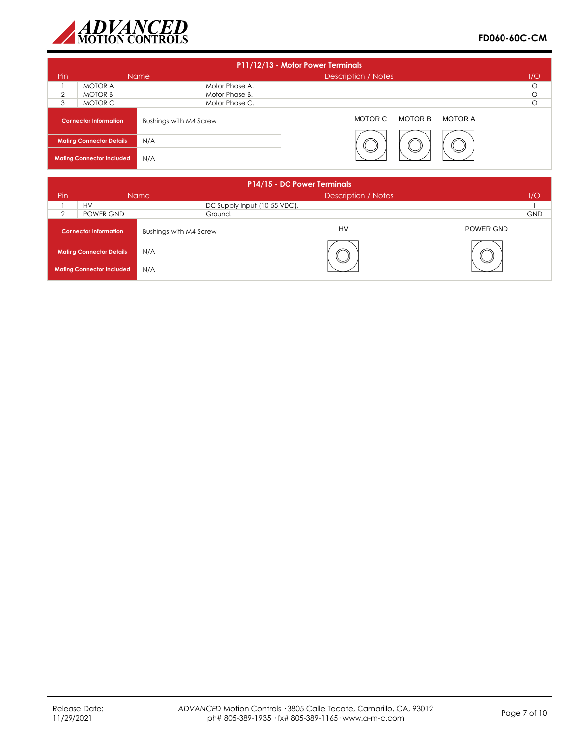## P11/12/13 - Motor Power Terminals

| Pin | Name | Description / Notes | I/O |
|---|---|---|---|
| 1 | MOTOR A | Motor Phase A. | O |
| 2 | MOTOR B | Motor Phase B. | O |
| 3 | MOTOR C | Motor Phase C. | O |

| | |
|---|---|
| **Connector Information** | Bushings with M4 Screw |
| **Mating Connector Details** | N/A |
| **Mating Connector Included** | N/A |

MOTOR C MOTOR B MOTOR A

## P14/15 - DC Power Terminals

| Pin | Name | Description / Notes | I/O |
|---|---|---|---|
| 1 | HV | DC Supply Input (10-55 VDC). | I |
| 2 | POWER GND | Ground. | GND |

| | |
|---|---|
| **Connector Information** | Bushings with M4 Screw |
| **Mating Connector Details** | N/A |
| **Mating Connector Included** | N/A |

HV POWER GND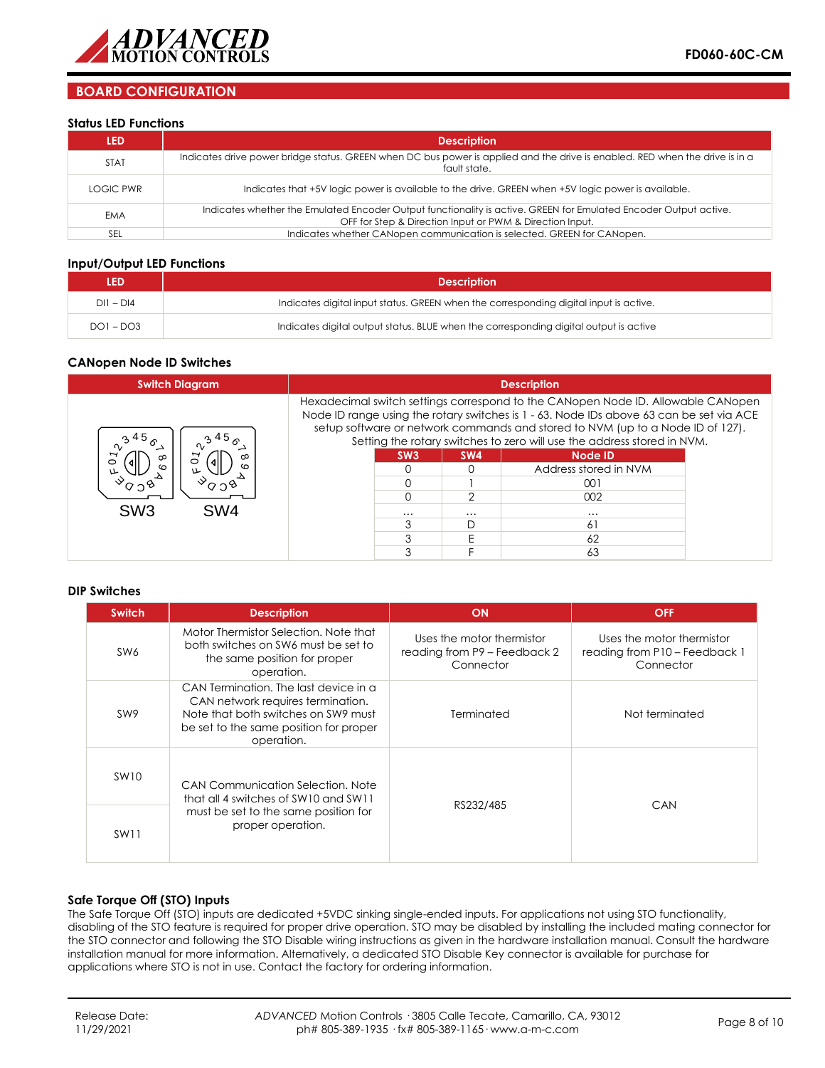## BOARD CONFIGURATION

### Status LED Functions

| LED | Description |
| --- | --- |
| STAT | Indicates drive power bridge status. GREEN when DC bus power is applied and the drive is enabled. RED when the drive is in a fault state. |
| LOGIC PWR | Indicates that +5V logic power is available to the drive. GREEN when +5V logic power is available. |
| EMA | Indicates whether the Emulated Encoder Output functionality is active. GREEN for Emulated Encoder Output active. OFF for Step & Direction Input or PWM & Direction Input. |
| SEL | Indicates whether CANopen communication is selected. GREEN for CANopen. |

### Input/Output LED Functions

| LED | Description |
| --- | --- |
| DI1 – DI4 | Indicates digital input status. GREEN when the corresponding digital input is active. |
| DO1 – DO3 | Indicates digital output status. BLUE when the corresponding digital output is active |

### CANopen Node ID Switches

| Switch Diagram | Description |
| --- | --- |
| SW3 SW4 | Hexadecimal switch settings correspond to the CANopen Node ID. Allowable CANopen Node ID range using the rotary switches is 1 - 63. Node IDs above 63 can be set via ACE setup software or network commands and stored to NVM (up to a Node ID of 127). Setting the rotary switches to zero will use the address stored in NVM. |

| SW3 | SW4 | Node ID |
| --- | --- | --- |
| 0 | 0 | Address stored in NVM |
| 0 | 1 | 001 |
| 0 | 2 | 002 |
| ... | ... | ... |
| 3 | D | 61 |
| 3 | E | 62 |
| 3 | F | 63 |

### DIP Switches

| Switch | Description | ON | OFF |
| --- | --- | --- | --- |
| SW6 | Motor Thermistor Selection. Note that both switches on SW6 must be set to the same position for proper operation. | Uses the motor thermistor reading from P9 – Feedback 2 Connector | Uses the motor thermistor reading from P10 – Feedback 1 Connector |
| SW9 | CAN Termination. The last device in a CAN network requires termination. Note that both switches on SW9 must be set to the same position for proper operation. | Terminated | Not terminated |
| SW10 | CAN Communication Selection. Note that all 4 switches of SW10 and SW11 must be set to the same position for proper operation. | RS232/485 | CAN |
| SW11 | | | |

### Safe Torque Off (STO) Inputs

The Safe Torque Off (STO) inputs are dedicated +5VDC sinking single-ended inputs. For applications not using STO functionality, disabling of the STO feature is required for proper drive operation. STO may be disabled by installing the included mating connector for the STO connector and following the STO Disable wiring instructions as given in the hardware installation manual. Consult the hardware installation manual for more information. Alternatively, a dedicated STO Disable Key connector is available for purchase for applications where STO is not in use. Contact the factory for ordering information.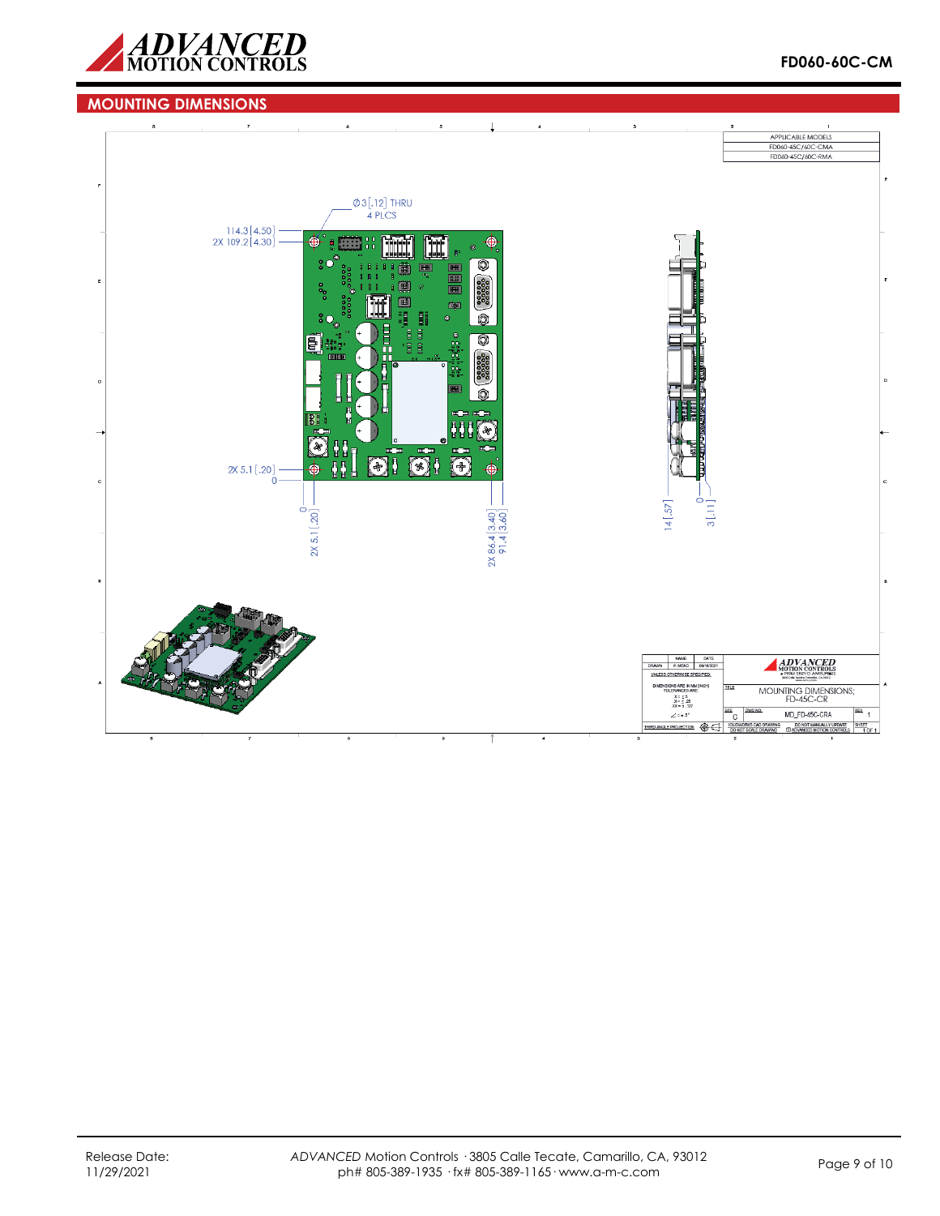## MOUNTING DIMENSIONS

| APPLICABLE MODELS |
|---|
| FD060-45C/60C-CMA |
| FD060-45C/60C-RMA |

Ø3 [.12] THRU
4 PLCS

114.3 [4.50]
2X 109.2 [4.30]

2X 5.1 [.20]
0

0
2X 5.1 [.20]

2X 86.4 [3.40]
91.4 [3.60]

14 [.57]

0
3 [.11]

| | NAME | DATE |
|---|---|---|
| DRAWN | P. MEAD | 09/16/2021 |

UNLESS OTHERWISE SPECIFIED:

DIMENSIONS ARE IN MM [INCH]
TOLERANCES ARE:
X = ± .5
.X = ± .25
.XX = ± .127
∠ = ± .5°

THIRD ANGLE PROJECTION

ADVANCED MOTION CONTROLS
PWM SERVO AMPLIFIERS

TITLE: MOUNTING DIMENSIONS; FD-45C-CR

SIZE: C
DWG NO.: MD_FD-45C-CRA
REV: 1

SOLIDWORKS CAD DRAWING — DO NOT SCALE DRAWING
DO NOT MANUALLY UPDATE
© ADVANCED MOTION CONTROLS
SHEET 1 OF 1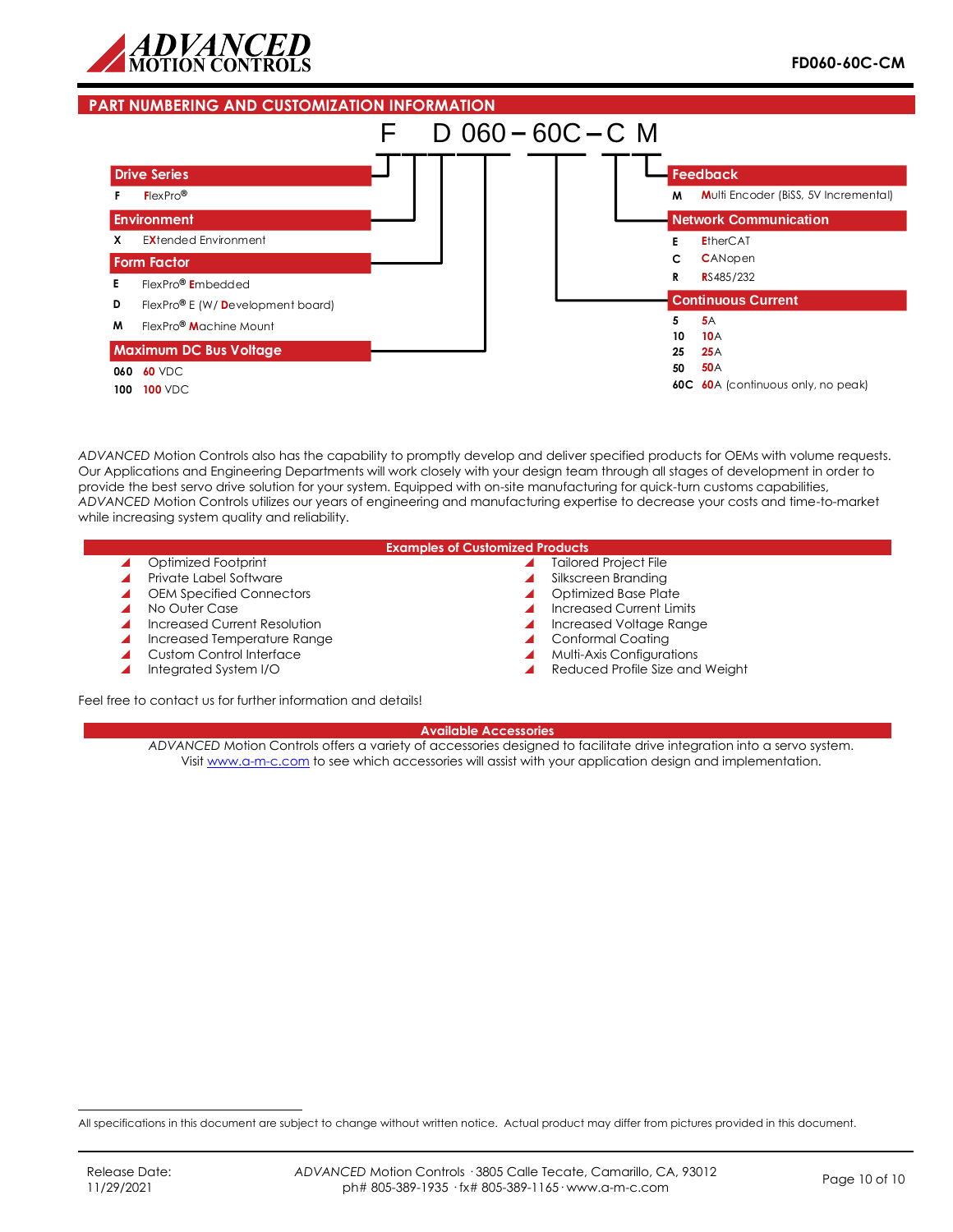## PART NUMBERING AND CUSTOMIZATION INFORMATION

F D 060 – 60C – C M

**Drive Series**

| | |
|---|---|
| F | FlexPro® |

**Environment**

| | |
|---|---|
| X | EXtended Environment |

**Form Factor**

| | |
|---|---|
| E | FlexPro® Embedded |
| D | FlexPro® E (W/ Development board) |
| M | FlexPro® Machine Mount |

**Maximum DC Bus Voltage**

| | |
|---|---|
| 060 | 60 VDC |
| 100 | 100 VDC |

**Feedback**

| | |
|---|---|
| M | Multi Encoder (BiSS, 5V Incremental) |

**Network Communication**

| | |
|---|---|
| E | EtherCAT |
| C | CANopen |
| R | RS485/232 |

**Continuous Current**

| | |
|---|---|
| 5 | 5A |
| 10 | 10A |
| 25 | 25A |
| 50 | 50A |
| 60C | 60A (continuous only, no peak) |

*ADVANCED* Motion Controls also has the capability to promptly develop and deliver specified products for OEMs with volume requests. Our Applications and Engineering Departments will work closely with your design team through all stages of development in order to provide the best servo drive solution for your system. Equipped with on-site manufacturing for quick-turn customs capabilities, *ADVANCED* Motion Controls utilizes our years of engineering and manufacturing expertise to decrease your costs and time-to-market while increasing system quality and reliability.

### Examples of Customized Products

- Optimized Footprint
- Private Label Software
- OEM Specified Connectors
- No Outer Case
- Increased Current Resolution
- Increased Temperature Range
- Custom Control Interface
- Integrated System I/O
- Tailored Project File
- Silkscreen Branding
- Optimized Base Plate
- Increased Current Limits
- Increased Voltage Range
- Conformal Coating
- Multi-Axis Configurations
- Reduced Profile Size and Weight

Feel free to contact us for further information and details!

### Available Accessories

*ADVANCED* Motion Controls offers a variety of accessories designed to facilitate drive integration into a servo system. Visit www.a-m-c.com to see which accessories will assist with your application design and implementation.

All specifications in this document are subject to change without written notice. Actual product may differ from pictures provided in this document.